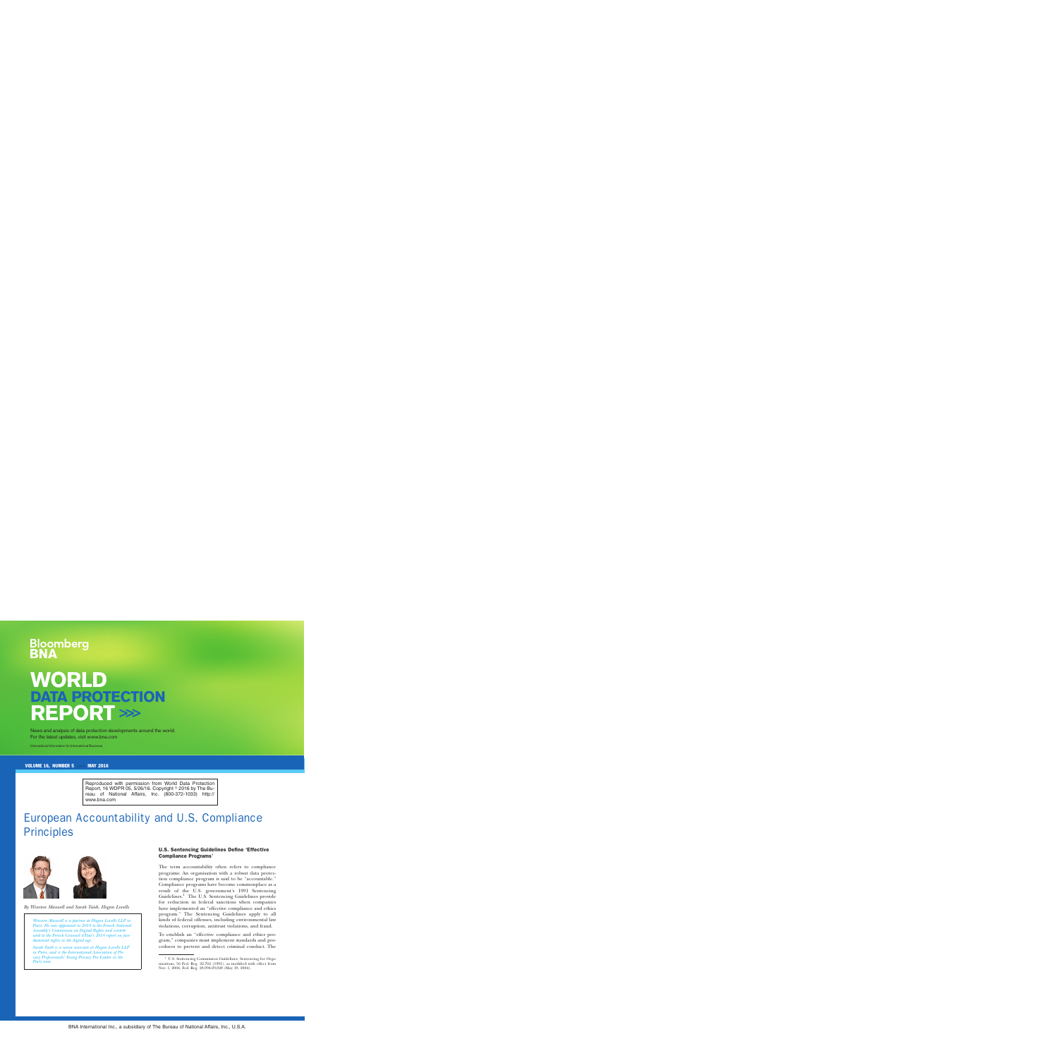Bloomberg BNA

# WORLD DATA PROTECTION REPORT

News and analysis of data protection developments around the world. For the latest updates, visit www.bna.com

International Information for International Business

VOLUME 16, NUMBER 5 MAY 2016

Reproduced with permission from World Data Protection Report, 16 WDPR 05, 5/26/16. Copyright © 2016 by The Bureau of National Affairs, Inc. (800-372-1033) http://www.bna.com

# European Accountability and U.S. Compliance Principles

*By Winston Maxwell and Sarah Taïeb, Hogan Lovells*

*Winston Maxwell is a partner at Hogan Lovells LLP in Paris. He was appointed in 2014 to the French National Assembly's Commission on Digital Rights and contributed to the French Conseil d'Etat's 2014 report on fundamental rights in the digital age*

*Sarah Taïeb is a senior associate at Hogan Lovells LLP in Paris, and is the International Association of Privacy Professionals' Young Privacy Pro Leader in the Paris area.*

## U.S. Sentencing Guidelines Define 'Effective Compliance Programs'

The term accountability often refers to compliance programs: An organisation with a robust data protection compliance program is said to be "accountable." Compliance programs have become commonplace as a result of the U.S. government's 1991 Sentencing Guidelines.[1] The U.S. Sentencing Guidelines provide for reduction in federal sanctions when companies have implemented an "effective compliance and ethics program." The Sentencing Guidelines apply to all kinds of federal offenses, including environmental law violations, corruption, antitrust violations, and fraud.

To establish an "effective compliance and ethics program," companies must implement standards and procedures to prevent and detect criminal conduct. The

[1] U.S. Sentencing Commission Guidelines, Sentencing for Organizations, 56 Fed. Reg. 22,762 (1991), as modified with effect from Nov. 1, 2004, Fed. Reg. 28,994-29,028 (May 19, 2004).

BNA International Inc., a subsidiary of The Bureau of National Affairs, Inc., U.S.A.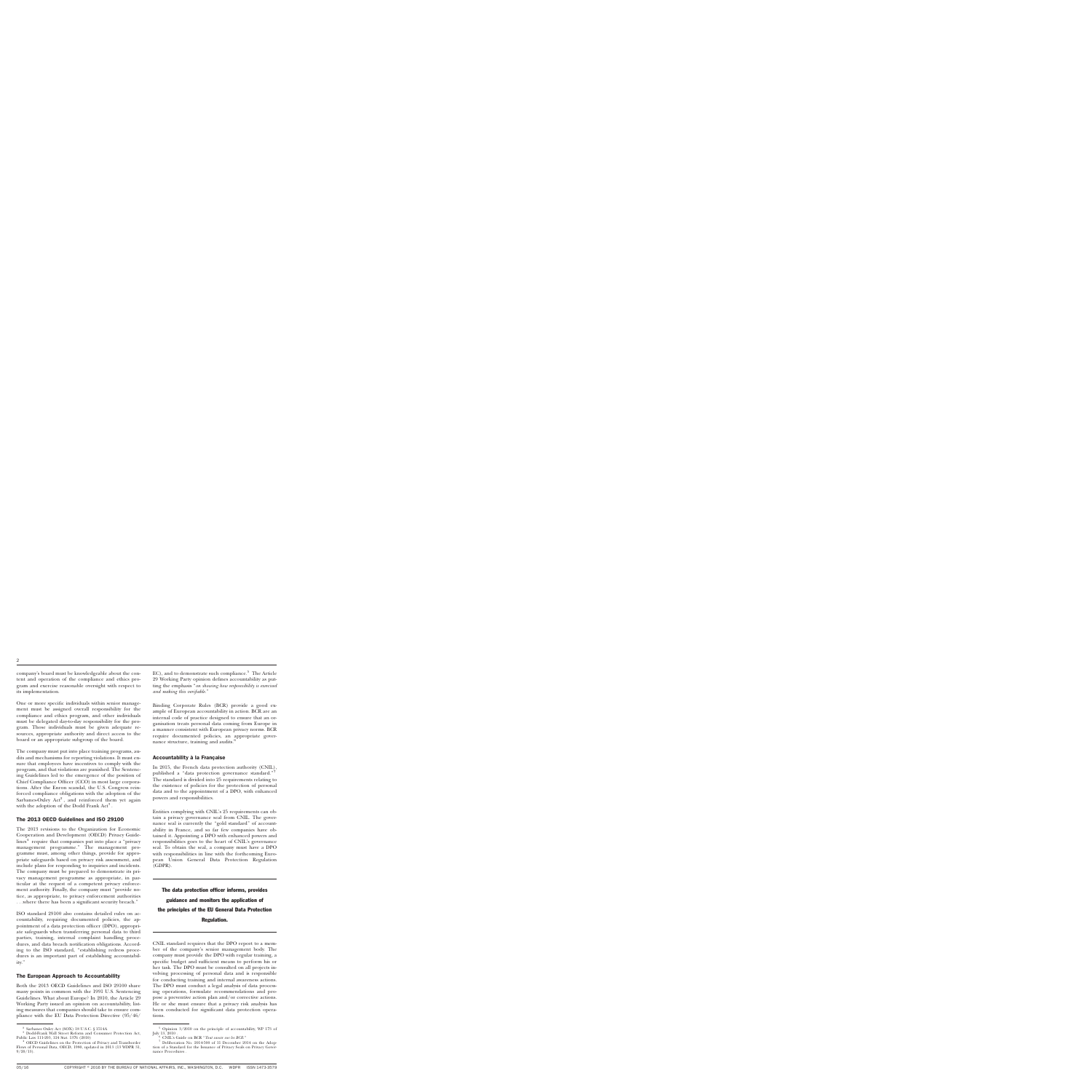company's board must be knowledgeable about the content and operation of the compliance and ethics program and exercise reasonable oversight with respect to its implementation.

One or more specific individuals within senior management must be assigned overall responsibility for the compliance and ethics program, and other individuals must be delegated day-to-day responsibility for the program. Those individuals must be given adequate resources, appropriate authority and direct access to the board or an appropriate subgroup of the board.

The company must put into place training programs, audits and mechanisms for reporting violations. It must ensure that employees have incentives to comply with the program, and that violations are punished. The Sentencing Guidelines led to the emergence of the position of Chief Compliance Officer (CCO) in most large corporations. After the Enron scandal, the U.S. Congress reinforced compliance obligations with the adoption of the Sarbanes-Oxley Act[2], and reinforced them yet again with the adoption of the Dodd Frank Act[3].

### The 2013 OECD Guidelines and ISO 29100

The 2013 revisions to the Organization for Economic Cooperation and Development (OECD) Privacy Guidelines[4] require that companies put into place a "privacy management programme." The management programme must, among other things, provide for appropriate safeguards based on privacy risk assessment, and include plans for responding to inquiries and incidents. The company must be prepared to demonstrate its privacy management programme as appropriate, in particular at the request of a competent privacy enforcement authority. Finally, the company must "provide notice, as appropriate, to privacy enforcement authorities . . .where there has been a significant security breach."

ISO standard 29100 also contains detailed rules on accountability, requiring documented policies, the appointment of a data protection officer (DPO), appropriate safeguards when transferring personal data to third parties, training, internal complaint handling procedures, and data breach notification obligations. According to the ISO standard, "establishing redress procedures is an important part of establishing accountability."

### The European Approach to Accountability

Both the 2013 OECD Guidelines and ISO 29100 share many points in common with the 1991 U.S. Sentencing Guidelines. What about Europe? In 2010, the Article 29 Working Party issued an opinion on accountability, listing measures that companies should take to ensure compliance with the EU Data Protection Directive (95/46/EC), and to demonstrate such compliance.[5] The Article 29 Working Party opinion defines accountability as putting the emphasis "*on showing how responsibility is exercised and making this verifiable*."

Binding Corporate Rules (BCR) provide a good example of European accountability in action. BCR are an internal code of practice designed to ensure that an organisation treats personal data coming from Europe in a manner consistent with European privacy norms. BCR require documented policies, an appropriate governance structure, training and audits.[6]

### Accountability à la Française

In 2015, the French data protection authority (CNIL), published a "data protection governance standard."[7] The standard is divided into 25 requirements relating to the existence of policies for the protection of personal data and to the appointment of a DPO, with enhanced powers and responsibilities.

Entities complying with CNIL's 25 requirements can obtain a privacy governance seal from CNIL. The governance seal is currently the "gold standard" of accountability in France, and so far few companies have obtained it. Appointing a DPO with enhanced powers and responsibilities goes to the heart of CNIL's governance seal. To obtain the seal, a company must have a DPO with responsibilities in line with the forthcoming European Union General Data Protection Regulation (GDPR).

**The data protection officer informs, provides guidance and monitors the application of the principles of the EU General Data Protection Regulation.**

CNIL standard requires that the DPO report to a member of the company's senior management body. The company must provide the DPO with regular training, a specific budget and sufficient means to perform his or her task. The DPO must be consulted on all projects involving processing of personal data and is responsible for conducting training and internal awareness actions. The DPO must conduct a legal analysis of data processing operations, formulate recommendations and propose a preventive actions plan and/or corrective actions. He or she must ensure that a privacy risk analysis has been conducted for significant data protection operations.

---

[2] Sarbanes-Oxley Act (SOX) 18 U.S.C. § 1514A.
[3] Dodd-Frank Wall Street Reform and Consumer Protection Act, Public Law 111-203, 124 Stat. 1376 (2010).
[4] OECD Guidelines on the Protection of Privacy and Transborder Flows of Personal Data, OECD, 1980, updated in 2013 (13 WDPR 31, 9/29/13).
[5] Opinion 3/2010 on the principle of accountability, WP 173 of July 13, 2010.
[6] CNIL's Guide on BCR "*Tout savoir sur les BCR*."
[7] Deliberation No. 2014-500 of 11 December 2014 on the Adoption of a Standard for the Issuance of Privacy Seals on Privacy Governance Procedures.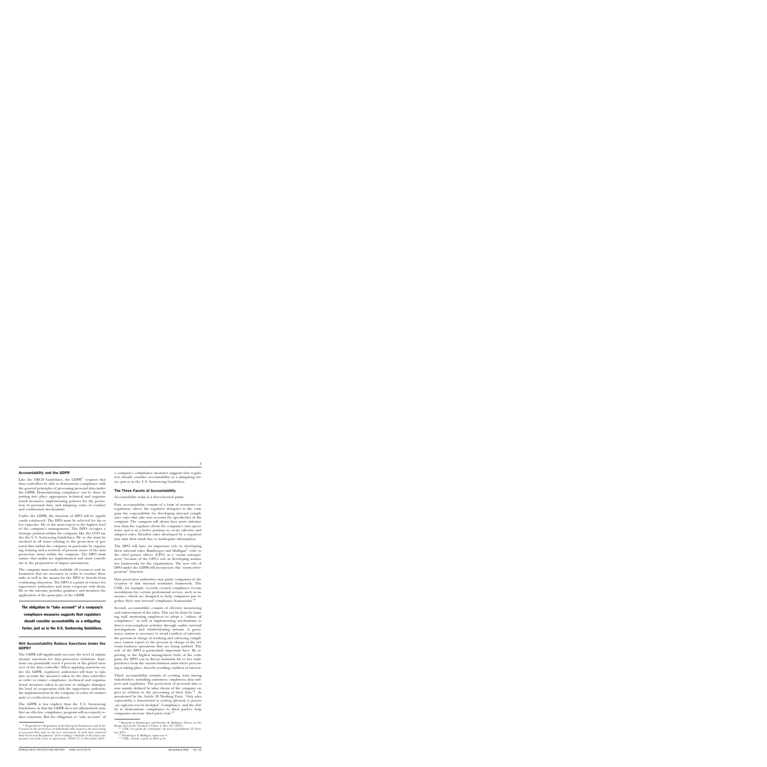## Accountability and the GDPR

Like the OECD Guidelines, the GDPR[8] requires that data controllers be able to demonstrate compliance with the general principles of processing personal data under the GDPR. Demonstrating compliance can be done by putting into place appropriate technical and organisational measures, implementing policies for the protection of personal data, and adopting codes of conduct and certification mechanisms.

Under the GDPR, the function of DPO will be significantly reinforced. The DPO must be selected for his or her expertise. He or she must report to the highest level of the company's management. The DPO occupies a strategic position within the company, like the CCO under the U.S. Sentencing Guidelines. He or she must be involved in all issues relating to the protection of personal data within the company, in particular by organizing training and a network of persons aware of the data protection issues within the company. The DPO must ensure that audits are implemented and must contribute to the preparation of impact assessments.

The company must make available all resources and information that are necessary in order to conduct these tasks as well as the means for the DPO to benefit from continuing education. The DPO is a point of contact for supervisory authorities and must cooperate with them. He or she informs, provides guidance and monitors the application of the principles of the GDPR.

**The obligation to "take account" of a company's compliance measures suggests that regulators should consider accountability as a mitigating factor, just as in the U.S. Sentencing Guidelines.**

## Will Accountability Reduce Sanctions Under the GDPR?

The GDPR will significantly increase the level of administrative sanctions for data protection violations. Sanctions can potentially reach 4 percent of the global turnover of the data controller. When applying sanctions under the GDPR, regulatory authorities will have to take into account the measures taken by the data controller in order to ensure compliance (technical and organisational measures taken to prevent or mitigate damages, the level of cooperation with the supervisory authority, the implementation by the company of codes of conduct and/or certification procedures).

The GDPR is less explicit than the U.S. Sentencing Guidelines, in that the GDPR does not affirmatively state that an effective compliance program will necessarily reduce sanctions. But the obligation to "take account" of a company's compliance measures suggests that regulators should consider accountability as a mitigating factor, just as in the U.S. Sentencing Guidelines.

## The Three Facets of Accountability

Accountability today is a three-faceted prism:

First, accountability consists of a form of normative co-regulation, where the regulator delegates to the company the responsibility for developing internal compliance rules that take into account the specificities of the company. The company will always have more information than the regulator about the company's own operations, and is in a better position to create effective and adapted rules. Detailed rules developed by a regulator may miss their mark due to inadequate information.

The DPO will have an important role in developing these internal rules. Bamberger and Mulligan[9] refer to the chief privacy officer (CPO) as a "norm entrepreneur" because of the CPO's role in developing normative frameworks for the organization. The new role of DPO under the GDPR will incorporate this "norm entrepreneur" function.

Data protection authorities may guide companies in the creation of this internal normative framework. The CNIL, for example, recently created compliance recommendations for certain professional sectors, such as insurance, which are designed to help companies put together their own internal compliance frameworks.[10]

Second, accountability consists of effective monitoring and enforcement of the rules. This can be done by training staff, motivating employees to adopt a "culture of compliance," as well as implementing mechanisms to detect non-compliant activities through audits, internal investigations, and whistleblowing systems. A governance system is necessary to avoid conflicts of interests: the persons in charge of verifying and enforcing compliance cannot report to the persons in charge of the relevant business operations that are being audited. The role of the DPO is particularly important here. By reporting to the highest management body of the company, the DPO can in theory maintain his or her independence from the various business units where processing is taking place, thereby avoiding conflicts of interest.

Third, accountability consists of creating trust among stakeholders, including customers, employees, data subjects and regulators. The protection of personal data is now mainly defined by what clients of the company expect in relation to the processing of their data.[11] As mentioned by the Article 29 Working Party, "*Only when responsibility is demonstrated as working effectively in practice can sufficient trust be developed.*" Compliance, and the ability to demonstrate compliance to third parties, help companies increase third party trust.[12]

---

[8] Proposal for a Regulation of the European Parliament and of the Council on the protection of individuals with regard to the processing of personal data and on the free movement of such data (General Data Protection Regulation) [first reading]—Analysis of the final compromise text with a view to agreement, 15039/15, 15 December 2015.

[9] Kenneth A. Bamberger and Deirdre K. Mulligan, Privacy on the Books and on the Ground, 63 Stan. L. Rev. 247 (2010).

[10] CNIL, Les packs de conformité: un succès grandissant, 21 October 2014.

[11] Bamberger & Mulligan *supra* note 9.

[12] CNIL, Activity report of 2014, p.42.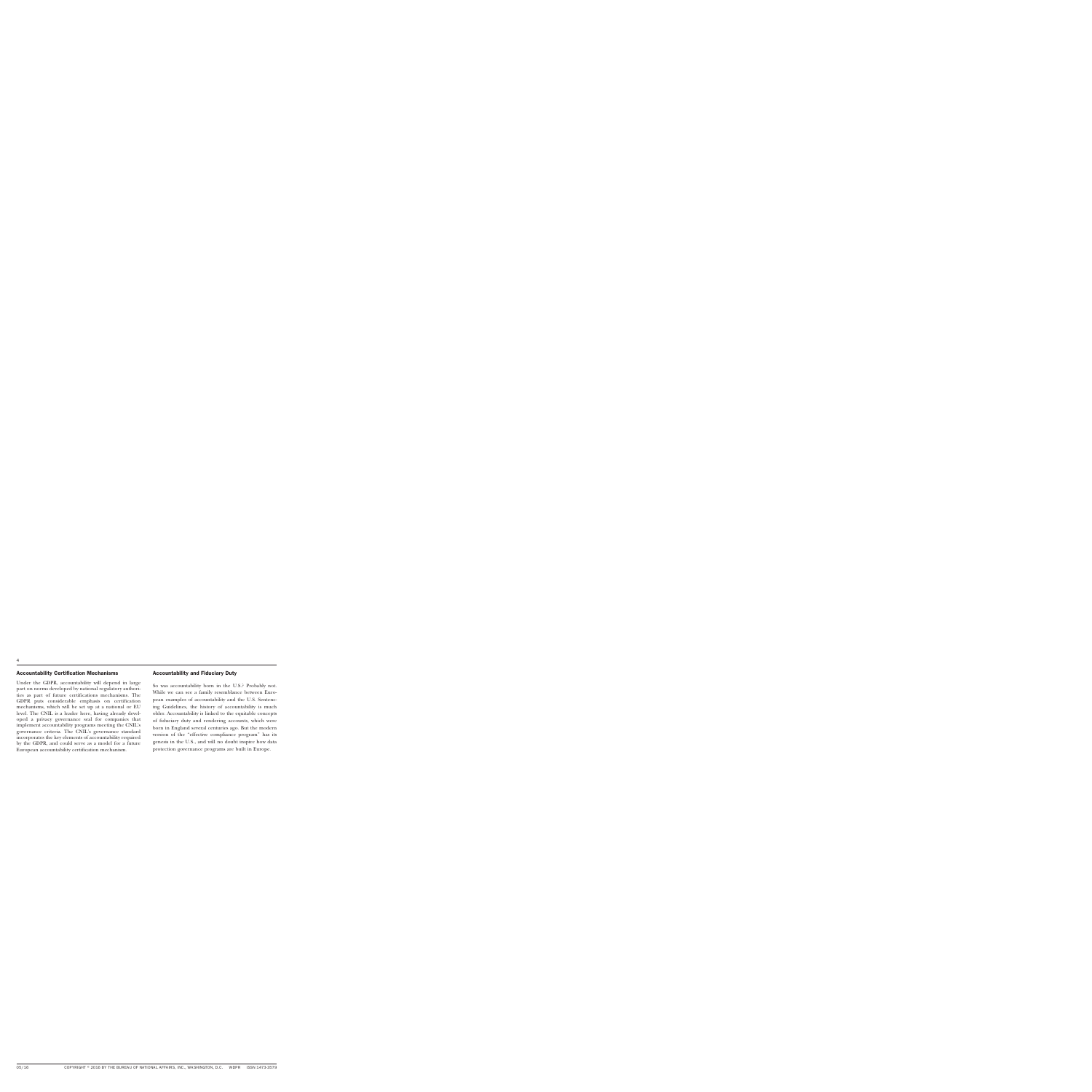## Accountability Certification Mechanisms

Under the GDPR, accountability will depend in large part on norms developed by national regulatory authorities as part of future certifications mechanisms. The GDPR puts considerable emphasis on certification mechanisms, which will be set up at a national or EU level. The CNIL is a leader here, having already developed a privacy governance seal for companies that implement accountability programs meeting the CNIL's governance criteria. The CNIL's governance standard incorporates the key elements of accountability required by the GDPR, and could serve as a model for a future European accountability certification mechanism.

## Accountability and Fiduciary Duty

So was accountability born in the U.S.? Probably not. While we can see a family resemblance between European examples of accountability and the U.S. Sentencing Guidelines, the history of accountability is much older. Accountability is linked to the equitable concepts of fiduciary duty and rendering accounts, which were born in England several centuries ago. But the modern version of the "effective compliance program" has its genesis in the U.S., and will no doubt inspire how data protection governance programs are built in Europe.